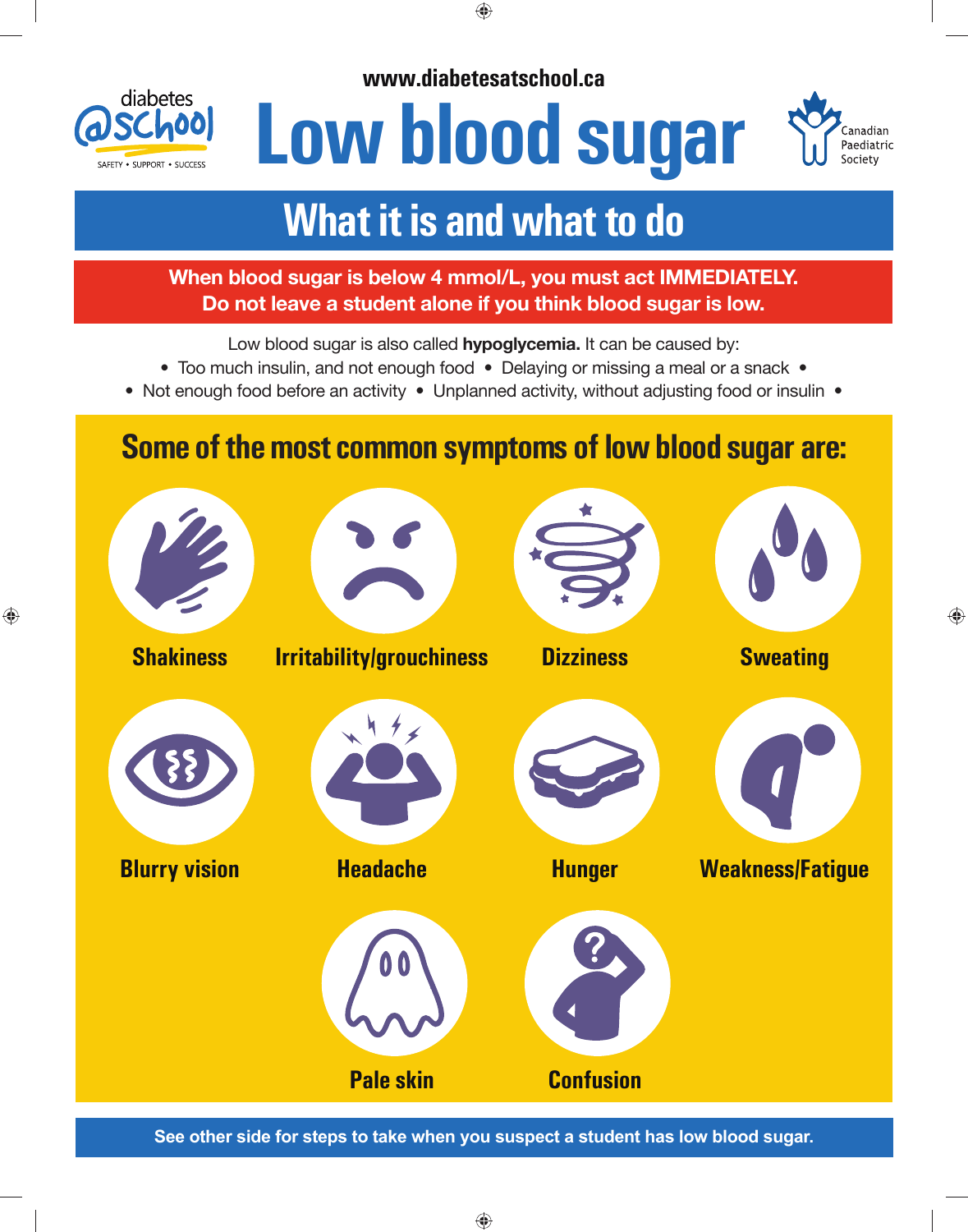www.diabetesatschool.ca

diabetes @school
SAFETY • SUPPORT • SUCCESS

# Low blood sugar

Canadian Paediatric Society

## What it is and what to do

**When blood sugar is below 4 mmol/L, you must act IMMEDIATELY.**
**Do not leave a student alone if you think blood sugar is low.**

Low blood sugar is also called **hypoglycemia.** It can be caused by:

- Too much insulin, and not enough food
- Delaying or missing a meal or a snack
- Not enough food before an activity
- Unplanned activity, without adjusting food or insulin

## Some of the most common symptoms of low blood sugar are:

- Shakiness
- Irritability/grouchiness
- Dizziness
- Sweating
- Blurry vision
- Headache
- Hunger
- Weakness/Fatigue
- Pale skin
- Confusion

**See other side for steps to take when you suspect a student has low blood sugar.**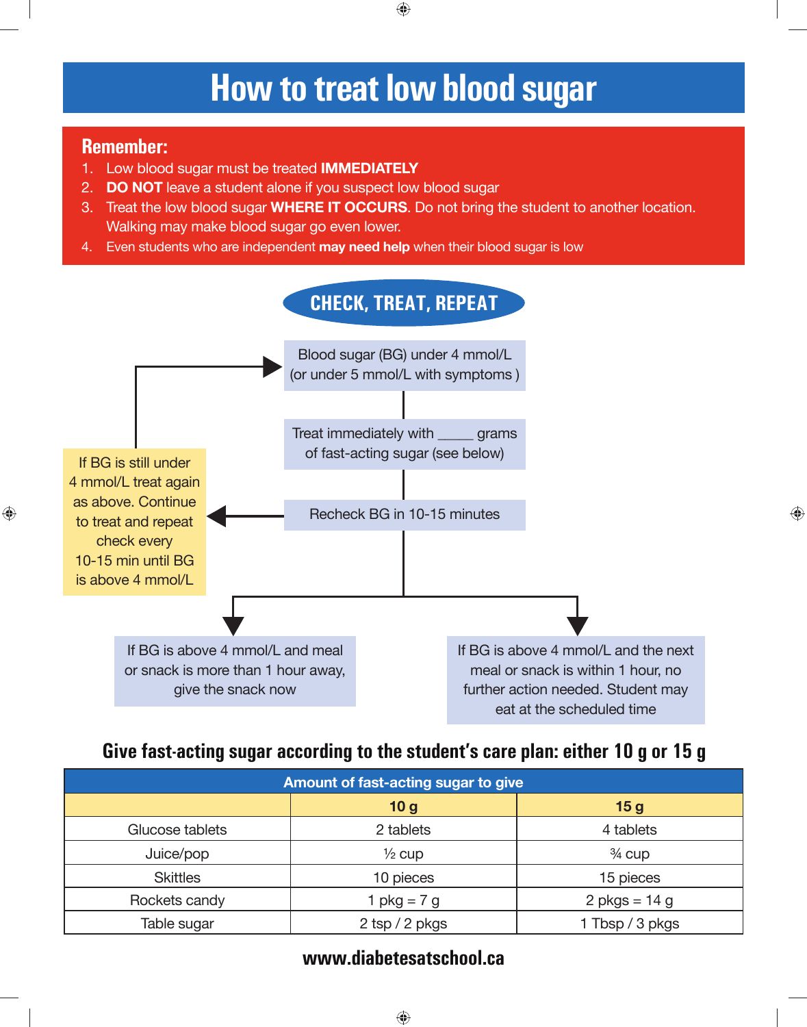# How to treat low blood sugar

**Remember:**

1. Low blood sugar must be treated **IMMEDIATELY**
2. **DO NOT** leave a student alone if you suspect low blood sugar
3. Treat the low blood sugar **WHERE IT OCCURS**. Do not bring the student to another location. Walking may make blood sugar go even lower.
4. Even students who are independent **may need help** when their blood sugar is low

## CHECK, TREAT, REPEAT

Blood sugar (BG) under 4 mmol/L (or under 5 mmol/L with symptoms )

Treat immediately with _____ grams of fast-acting sugar (see below)

Recheck BG in 10-15 minutes

If BG is still under 4 mmol/L treat again as above. Continue to treat and repeat check every 10-15 min until BG is above 4 mmol/L

If BG is above 4 mmol/L and meal or snack is more than 1 hour away, give the snack now

If BG is above 4 mmol/L and the next meal or snack is within 1 hour, no further action needed. Student may eat at the scheduled time

### Give fast-acting sugar according to the student's care plan: either 10 g or 15 g

| Amount of fast-acting sugar to give | | |
|---|---|---|
| | **10 g** | **15 g** |
| Glucose tablets | 2 tablets | 4 tablets |
| Juice/pop | ½ cup | ¾ cup |
| Skittles | 10 pieces | 15 pieces |
| Rockets candy | 1 pkg = 7 g | 2 pkgs = 14 g |
| Table sugar | 2 tsp / 2 pkgs | 1 Tbsp / 3 pkgs |

**www.diabetesatschool.ca**